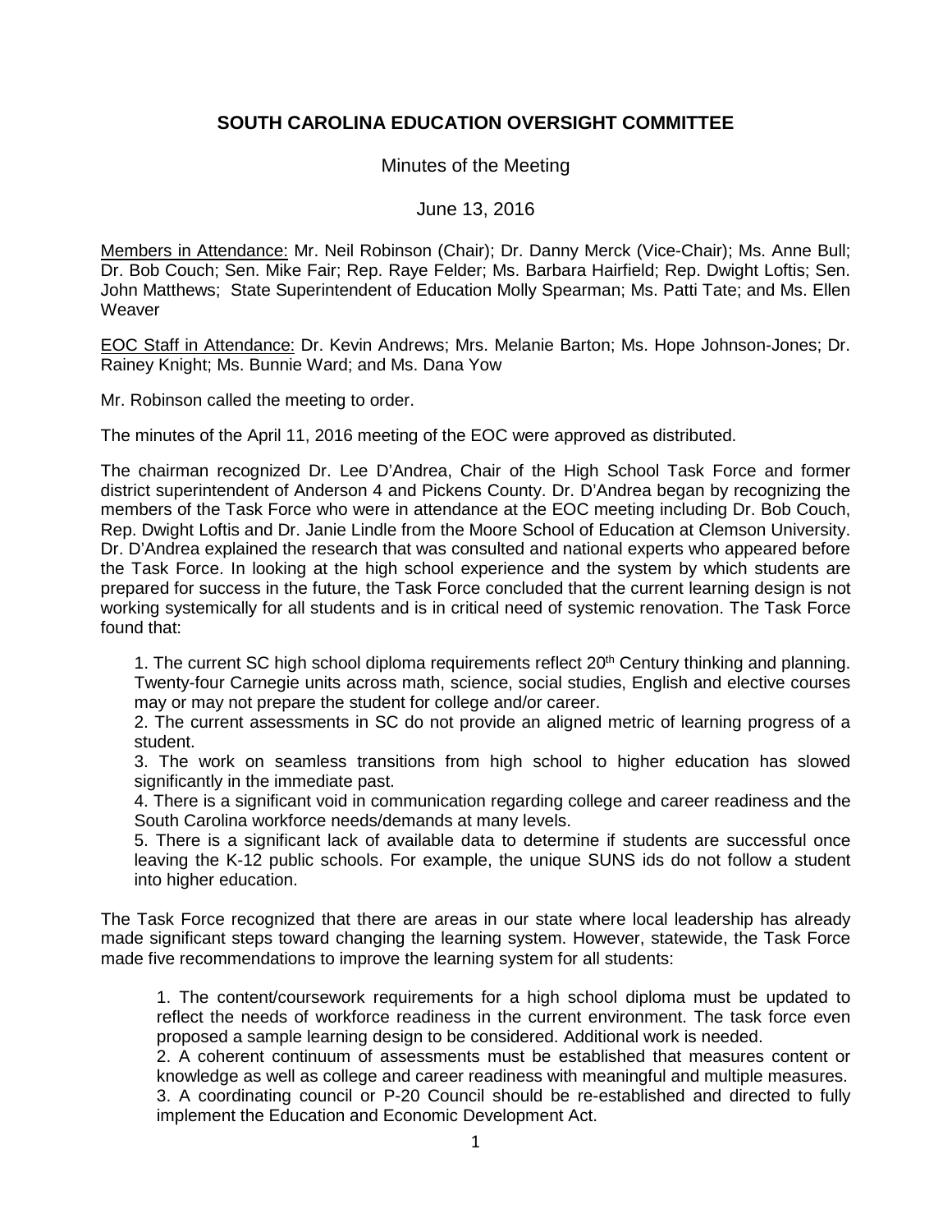# SOUTH CAROLINA EDUCATION OVERSIGHT COMMITTEE

Minutes of the Meeting

June 13, 2016

Members in Attendance: Mr. Neil Robinson (Chair); Dr. Danny Merck (Vice-Chair); Ms. Anne Bull; Dr. Bob Couch; Sen. Mike Fair; Rep. Raye Felder; Ms. Barbara Hairfield; Rep. Dwight Loftis; Sen. John Matthews; State Superintendent of Education Molly Spearman; Ms. Patti Tate; and Ms. Ellen Weaver

EOC Staff in Attendance: Dr. Kevin Andrews; Mrs. Melanie Barton; Ms. Hope Johnson-Jones; Dr. Rainey Knight; Ms. Bunnie Ward; and Ms. Dana Yow

Mr. Robinson called the meeting to order.

The minutes of the April 11, 2016 meeting of the EOC were approved as distributed.

The chairman recognized Dr. Lee D'Andrea, Chair of the High School Task Force and former district superintendent of Anderson 4 and Pickens County. Dr. D'Andrea began by recognizing the members of the Task Force who were in attendance at the EOC meeting including Dr. Bob Couch, Rep. Dwight Loftis and Dr. Janie Lindle from the Moore School of Education at Clemson University. Dr. D'Andrea explained the research that was consulted and national experts who appeared before the Task Force. In looking at the high school experience and the system by which students are prepared for success in the future, the Task Force concluded that the current learning design is not working systemically for all students and is in critical need of systemic renovation. The Task Force found that:

1. The current SC high school diploma requirements reflect 20th Century thinking and planning. Twenty-four Carnegie units across math, science, social studies, English and elective courses may or may not prepare the student for college and/or career.
2. The current assessments in SC do not provide an aligned metric of learning progress of a student.
3. The work on seamless transitions from high school to higher education has slowed significantly in the immediate past.
4. There is a significant void in communication regarding college and career readiness and the South Carolina workforce needs/demands at many levels.
5. There is a significant lack of available data to determine if students are successful once leaving the K-12 public schools. For example, the unique SUNS ids do not follow a student into higher education.

The Task Force recognized that there are areas in our state where local leadership has already made significant steps toward changing the learning system. However, statewide, the Task Force made five recommendations to improve the learning system for all students:

1. The content/coursework requirements for a high school diploma must be updated to reflect the needs of workforce readiness in the current environment. The task force even proposed a sample learning design to be considered. Additional work is needed.
2. A coherent continuum of assessments must be established that measures content or knowledge as well as college and career readiness with meaningful and multiple measures.
3. A coordinating council or P-20 Council should be re-established and directed to fully implement the Education and Economic Development Act.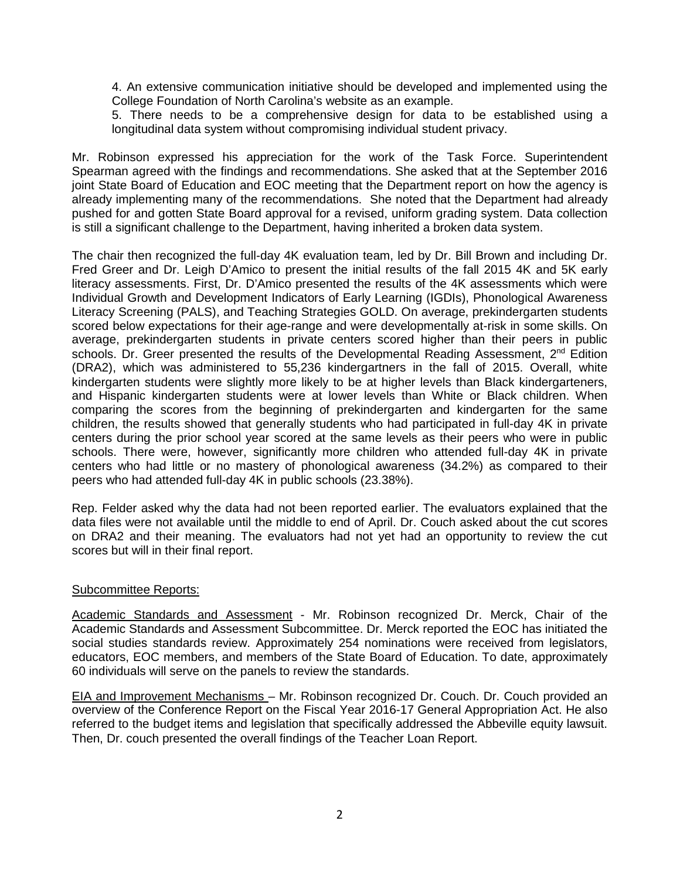4. An extensive communication initiative should be developed and implemented using the College Foundation of North Carolina's website as an example.
5. There needs to be a comprehensive design for data to be established using a longitudinal data system without compromising individual student privacy.

Mr. Robinson expressed his appreciation for the work of the Task Force. Superintendent Spearman agreed with the findings and recommendations. She asked that at the September 2016 joint State Board of Education and EOC meeting that the Department report on how the agency is already implementing many of the recommendations. She noted that the Department had already pushed for and gotten State Board approval for a revised, uniform grading system. Data collection is still a significant challenge to the Department, having inherited a broken data system.

The chair then recognized the full-day 4K evaluation team, led by Dr. Bill Brown and including Dr. Fred Greer and Dr. Leigh D'Amico to present the initial results of the fall 2015 4K and 5K early literacy assessments. First, Dr. D'Amico presented the results of the 4K assessments which were Individual Growth and Development Indicators of Early Learning (IGDIs), Phonological Awareness Literacy Screening (PALS), and Teaching Strategies GOLD. On average, prekindergarten students scored below expectations for their age-range and were developmentally at-risk in some skills. On average, prekindergarten students in private centers scored higher than their peers in public schools. Dr. Greer presented the results of the Developmental Reading Assessment, 2nd Edition (DRA2), which was administered to 55,236 kindergartners in the fall of 2015. Overall, white kindergarten students were slightly more likely to be at higher levels than Black kindergarteners, and Hispanic kindergarten students were at lower levels than White or Black children. When comparing the scores from the beginning of prekindergarten and kindergarten for the same children, the results showed that generally students who had participated in full-day 4K in private centers during the prior school year scored at the same levels as their peers who were in public schools. There were, however, significantly more children who attended full-day 4K in private centers who had little or no mastery of phonological awareness (34.2%) as compared to their peers who had attended full-day 4K in public schools (23.38%).

Rep. Felder asked why the data had not been reported earlier. The evaluators explained that the data files were not available until the middle to end of April. Dr. Couch asked about the cut scores on DRA2 and their meaning. The evaluators had not yet had an opportunity to review the cut scores but will in their final report.

<u>Subcommittee Reports:</u>

<u>Academic Standards and Assessment</u> - Mr. Robinson recognized Dr. Merck, Chair of the Academic Standards and Assessment Subcommittee. Dr. Merck reported the EOC has initiated the social studies standards review. Approximately 254 nominations were received from legislators, educators, EOC members, and members of the State Board of Education. To date, approximately 60 individuals will serve on the panels to review the standards.

<u>EIA and Improvement Mechanisms</u> – Mr. Robinson recognized Dr. Couch. Dr. Couch provided an overview of the Conference Report on the Fiscal Year 2016-17 General Appropriation Act. He also referred to the budget items and legislation that specifically addressed the Abbeville equity lawsuit. Then, Dr. couch presented the overall findings of the Teacher Loan Report.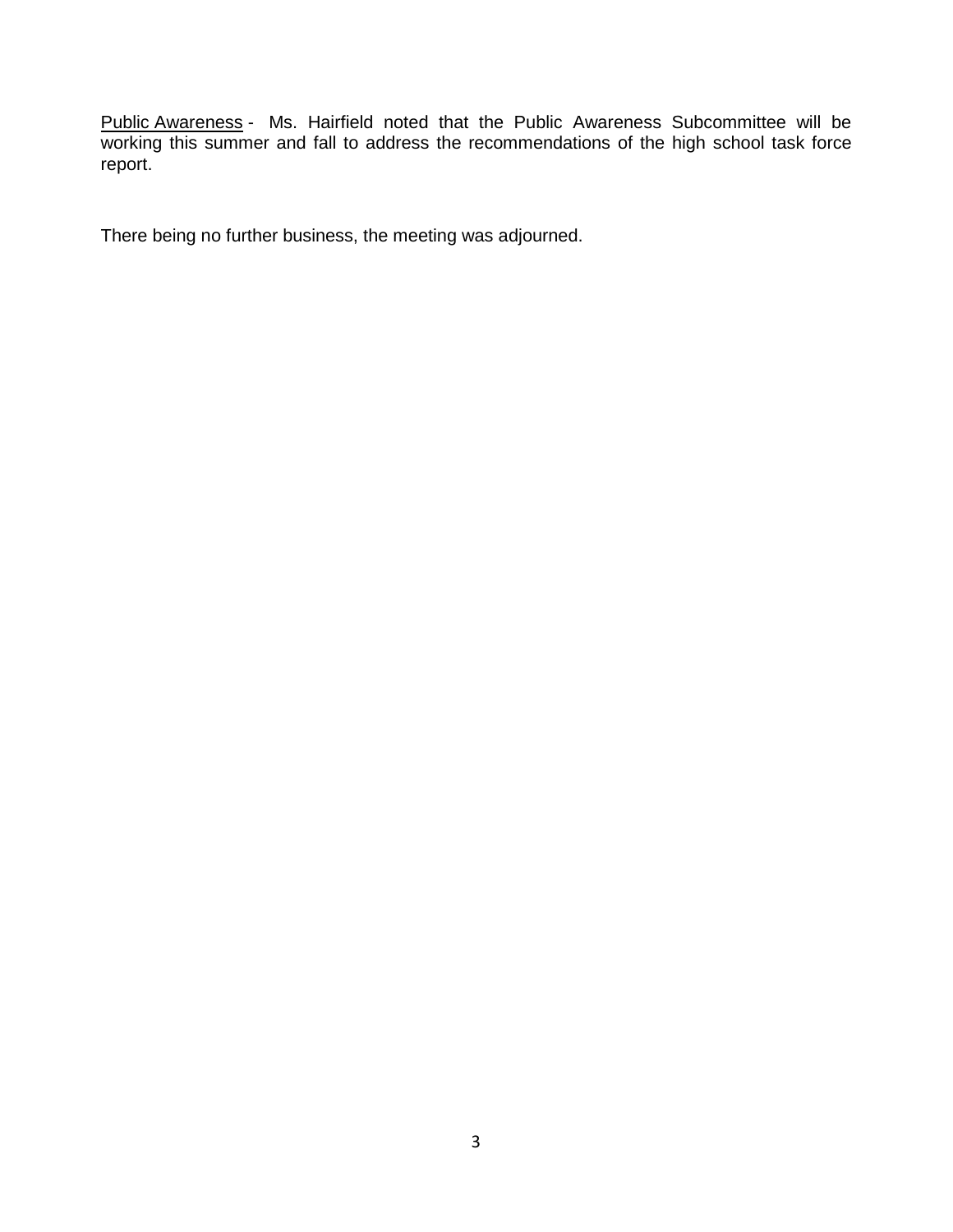<u>Public Awareness</u> - Ms. Hairfield noted that the Public Awareness Subcommittee will be working this summer and fall to address the recommendations of the high school task force report.

There being no further business, the meeting was adjourned.